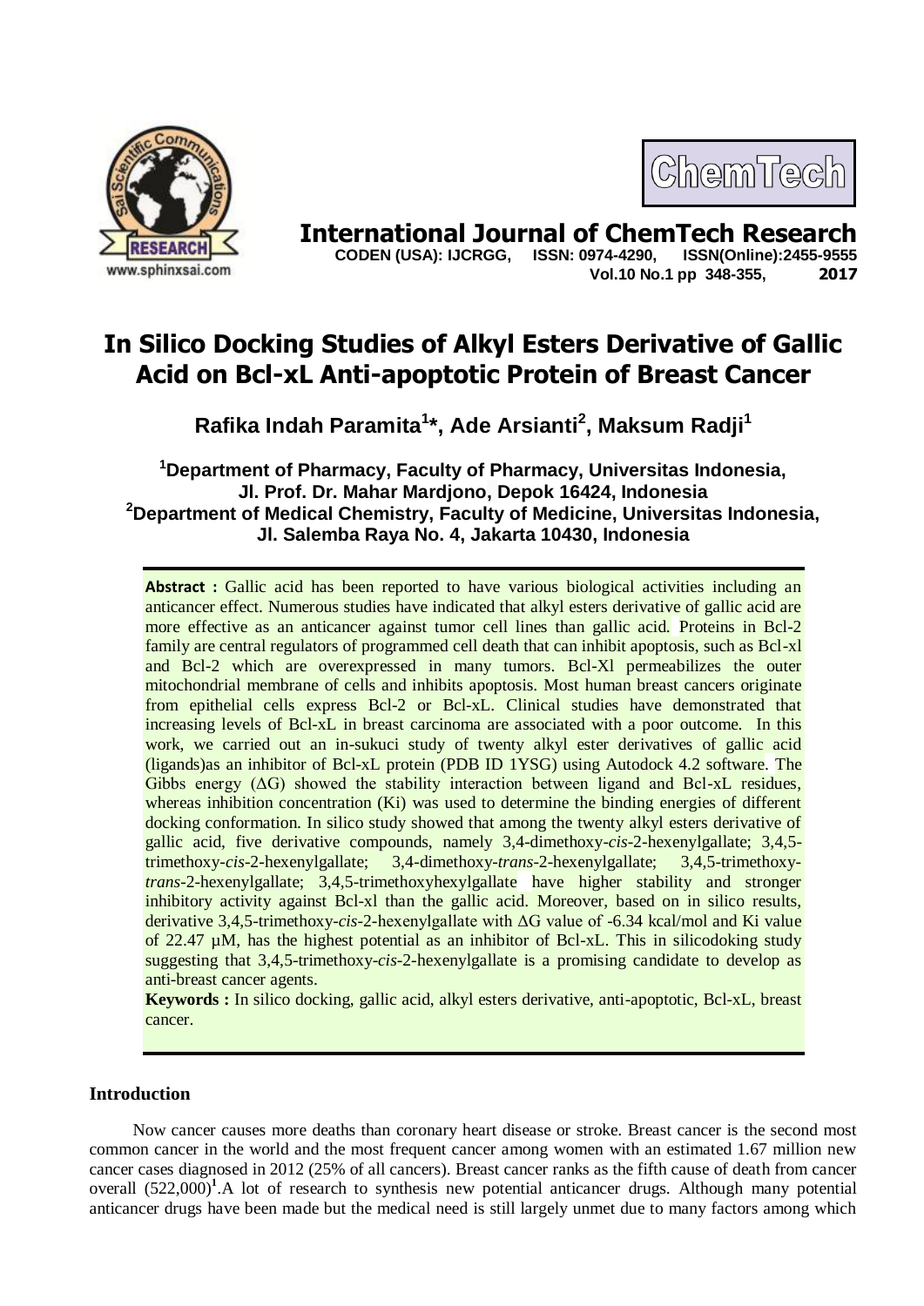# In Silico Docking Studies of Alkyl Esters Derivative of Gallic Acid on Bcl-xL Anti-apoptotic Protein of Breast Cancer

**Rafika Indah Paramita[1]*, Ade Arsianti[2], Maksum Radji[1]**

[1]Department of Pharmacy, Faculty of Pharmacy, Universitas Indonesia, Jl. Prof. Dr. Mahar Mardjono, Depok 16424, Indonesia
[2]Department of Medical Chemistry, Faculty of Medicine, Universitas Indonesia, Jl. Salemba Raya No. 4, Jakarta 10430, Indonesia

**Abstract :** Gallic acid has been reported to have various biological activities including an anticancer effect. Numerous studies have indicated that alkyl esters derivative of gallic acid are more effective as an anticancer against tumor cell lines than gallic acid. Proteins in Bcl-2 family are central regulators of programmed cell death that can inhibit apoptosis, such as Bcl-xl and Bcl-2 which are overexpressed in many tumors. Bcl-Xl permeabilizes the outer mitochondrial membrane of cells and inhibits apoptosis. Most human breast cancers originate from epithelial cells express Bcl-2 or Bcl-xL. Clinical studies have demonstrated that increasing levels of Bcl-xL in breast carcinoma are associated with a poor outcome. In this work, we carried out an in-sukuci study of twenty alkyl ester derivatives of gallic acid (ligands)as an inhibitor of Bcl-xL protein (PDB ID 1YSG) using Autodock 4.2 software. The Gibbs energy ($\Delta G$) showed the stability interaction between ligand and Bcl-xL residues, whereas inhibition concentration (Ki) was used to determine the binding energies of different docking conformation. In silico study showed that among the twenty alkyl esters derivative of gallic acid, five derivative compounds, namely 3,4-dimethoxy-*cis*-2-hexenylgallate; 3,4,5-trimethoxy-*cis*-2-hexenylgallate; 3,4-dimethoxy-*trans*-2-hexenylgallate; 3,4,5-trimethoxy-*trans*-2-hexenylgallate; 3,4,5-trimethoxyhexylgallate have higher stability and stronger inhibitory activity against Bcl-xl than the gallic acid. Moreover, based on in silico results, derivative 3,4,5-trimethoxy-*cis*-2-hexenylgallate with $\Delta G$ value of -6.34 kcal/mol and Ki value of 22.47 µM, has the highest potential as an inhibitor of Bcl-xL. This in silicodoking study suggesting that 3,4,5-trimethoxy-*cis*-2-hexenylgallate is a promising candidate to develop as anti-breast cancer agents.

**Keywords :** In silico docking, gallic acid, alkyl esters derivative, anti-apoptotic, Bcl-xL, breast cancer.

## Introduction

Now cancer causes more deaths than coronary heart disease or stroke. Breast cancer is the second most common cancer in the world and the most frequent cancer among women with an estimated 1.67 million new cancer cases diagnosed in 2012 (25% of all cancers). Breast cancer ranks as the fifth cause of death from cancer overall (522,000)[1].A lot of research to synthesis new potential anticancer drugs. Although many potential anticancer drugs have been made but the medical need is still largely unmet due to many factors among which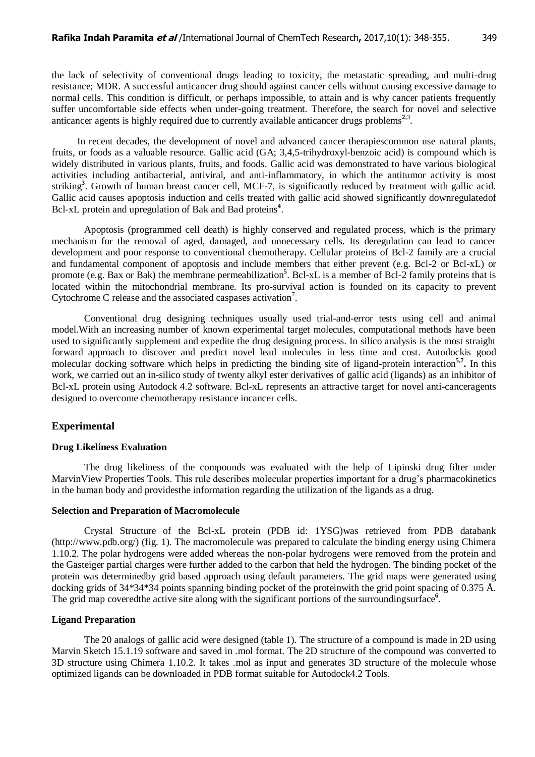the lack of selectivity of conventional drugs leading to toxicity, the metastatic spreading, and multi-drug resistance; MDR. A successful anticancer drug should against cancer cells without causing excessive damage to normal cells. This condition is difficult, or perhaps impossible, to attain and is why cancer patients frequently suffer uncomfortable side effects when under-going treatment. Therefore, the search for novel and selective anticancer agents is highly required due to currently available anticancer drugs problems[2,3].

In recent decades, the development of novel and advanced cancer therapiescommon use natural plants, fruits, or foods as a valuable resource. Gallic acid (GA; 3,4,5-trihydroxyl-benzoic acid) is compound which is widely distributed in various plants, fruits, and foods. Gallic acid was demonstrated to have various biological activities including antibacterial, antiviral, and anti-inflammatory, in which the antitumor activity is most striking[3]. Growth of human breast cancer cell, MCF-7, is significantly reduced by treatment with gallic acid. Gallic acid causes apoptosis induction and cells treated with gallic acid showed significantly downregulatedof Bcl-xL protein and upregulation of Bak and Bad proteins[4].

Apoptosis (programmed cell death) is highly conserved and regulated process, which is the primary mechanism for the removal of aged, damaged, and unnecessary cells. Its deregulation can lead to cancer development and poor response to conventional chemotherapy. Cellular proteins of Bcl-2 family are a crucial and fundamental component of apoptosis and include members that either prevent (e.g. Bcl-2 or Bcl-xL) or promote (e.g. Bax or Bak) the membrane permeabilization[5]. Bcl-xL is a member of Bcl-2 family proteins that is located within the mitochondrial membrane. Its pro-survival action is founded on its capacity to prevent Cytochrome C release and the associated caspases activation[7].

Conventional drug designing techniques usually used trial-and-error tests using cell and animal model.With an increasing number of known experimental target molecules, computational methods have been used to significantly supplement and expedite the drug designing process. In silico analysis is the most straight forward approach to discover and predict novel lead molecules in less time and cost. Autodockis good molecular docking software which helps in predicting the binding site of ligand-protein interaction[5,7]. In this work, we carried out an in-silico study of twenty alkyl ester derivatives of gallic acid (ligands) as an inhibitor of Bcl-xL protein using Autodock 4.2 software. Bcl-xL represents an attractive target for novel anti-canceragents designed to overcome chemotherapy resistance incancer cells.

## Experimental

### Drug Likeliness Evaluation

The drug likeliness of the compounds was evaluated with the help of Lipinski drug filter under MarvinView Properties Tools. This rule describes molecular properties important for a drug's pharmacokinetics in the human body and providesthe information regarding the utilization of the ligands as a drug.

### Selection and Preparation of Macromolecule

Crystal Structure of the Bcl-xL protein (PDB id: 1YSG)was retrieved from PDB databank (http://www.pdb.org/) (fig. 1). The macromolecule was prepared to calculate the binding energy using Chimera 1.10.2. The polar hydrogens were added whereas the non-polar hydrogens were removed from the protein and the Gasteiger partial charges were further added to the carbon that held the hydrogen. The binding pocket of the protein was determinedby grid based approach using default parameters. The grid maps were generated using docking grids of 34*34*34 points spanning binding pocket of the proteinwith the grid point spacing of 0.375 Å. The grid map coveredthe active site along with the significant portions of the surroundingsurface[6].

### Ligand Preparation

The 20 analogs of gallic acid were designed (table 1). The structure of a compound is made in 2D using Marvin Sketch 15.1.19 software and saved in .mol format. The 2D structure of the compound was converted to 3D structure using Chimera 1.10.2. It takes .mol as input and generates 3D structure of the molecule whose optimized ligands can be downloaded in PDB format suitable for Autodock4.2 Tools.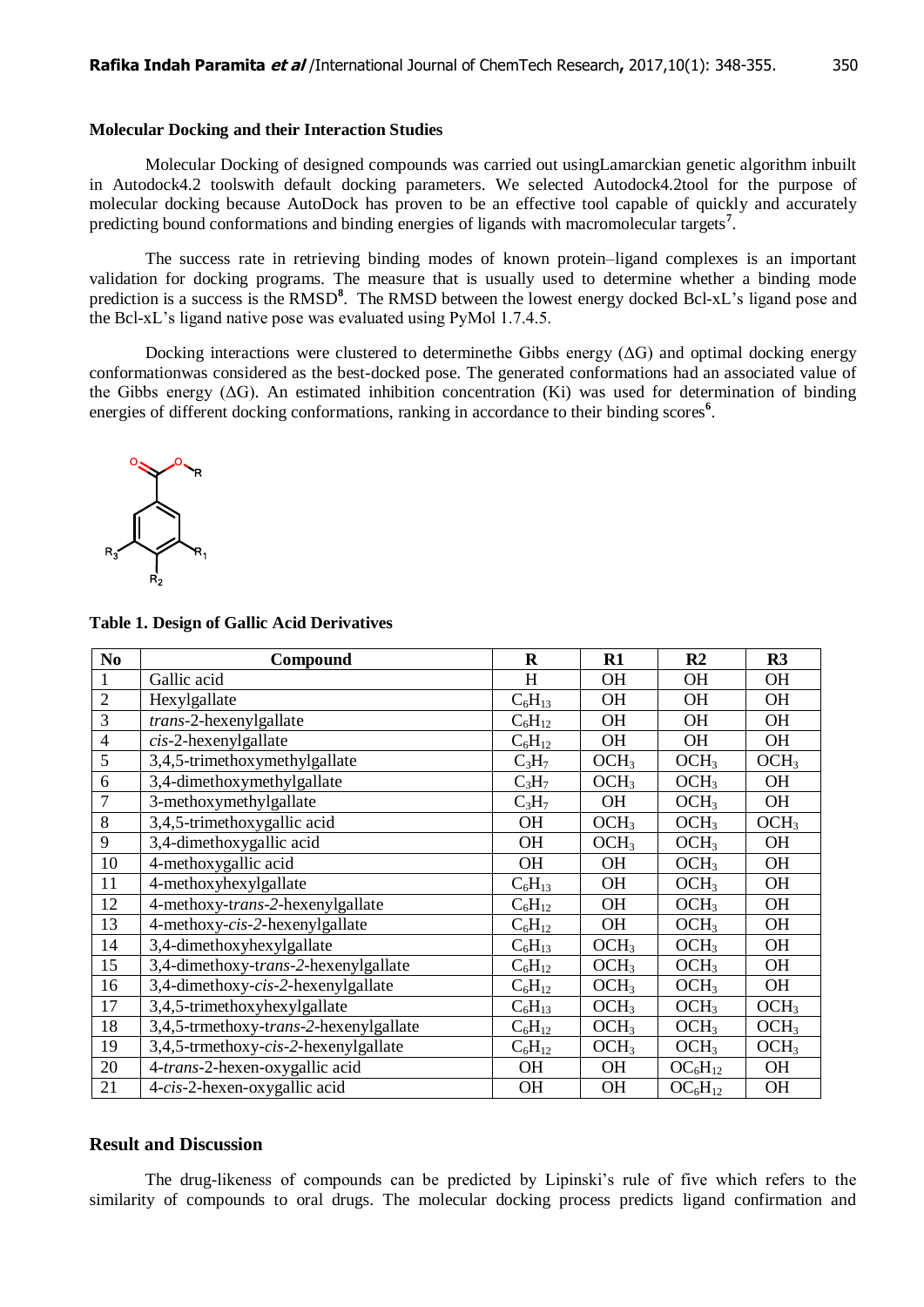### Molecular Docking and their Interaction Studies

Molecular Docking of designed compounds was carried out usingLamarckian genetic algorithm inbuilt in Autodock4.2 toolswith default docking parameters. We selected Autodock4.2tool for the purpose of molecular docking because AutoDock has proven to be an effective tool capable of quickly and accurately predicting bound conformations and binding energies of ligands with macromolecular targets[7].

The success rate in retrieving binding modes of known protein–ligand complexes is an important validation for docking programs. The measure that is usually used to determine whether a binding mode prediction is a success is the RMSD[8]. The RMSD between the lowest energy docked Bcl-xL's ligand pose and the Bcl-xL's ligand native pose was evaluated using PyMol 1.7.4.5.

Docking interactions were clustered to determinethe Gibbs energy (ΔG) and optimal docking energy conformationwas considered as the best-docked pose. The generated conformations had an associated value of the Gibbs energy (ΔG). An estimated inhibition concentration (Ki) was used for determination of binding energies of different docking conformations, ranking in accordance to their binding scores[6].

**Table 1. Design of Gallic Acid Derivatives**

| No | Compound | R | R1 | R2 | R3 |
|---|---|---|---|---|---|
| 1 | Gallic acid | H | OH | OH | OH |
| 2 | Hexylgallate | $C_6H_{13}$ | OH | OH | OH |
| 3 | *trans*-2-hexenylgallate | $C_6H_{12}$ | OH | OH | OH |
| 4 | *cis*-2-hexenylgallate | $C_6H_{12}$ | OH | OH | OH |
| 5 | 3,4,5-trimethoxymethylgallate | $C_3H_7$ | $OCH_3$ | $OCH_3$ | $OCH_3$ |
| 6 | 3,4-dimethoxymethylgallate | $C_3H_7$ | $OCH_3$ | $OCH_3$ | OH |
| 7 | 3-methoxymethylgallate | $C_3H_7$ | OH | $OCH_3$ | OH |
| 8 | 3,4,5-trimethoxygallic acid | OH | $OCH_3$ | $OCH_3$ | $OCH_3$ |
| 9 | 3,4-dimethoxygallic acid | OH | $OCH_3$ | $OCH_3$ | OH |
| 10 | 4-methoxygallic acid | OH | OH | $OCH_3$ | OH |
| 11 | 4-methoxyhexylgallate | $C_6H_{13}$ | OH | $OCH_3$ | OH |
| 12 | 4-methoxy-*trans-2*-hexenylgallate | $C_6H_{12}$ | OH | $OCH_3$ | OH |
| 13 | 4-methoxy-*cis-2*-hexenylgallate | $C_6H_{12}$ | OH | $OCH_3$ | OH |
| 14 | 3,4-dimethoxyhexylgallate | $C_6H_{13}$ | $OCH_3$ | $OCH_3$ | OH |
| 15 | 3,4-dimethoxy-*trans-2*-hexenylgallate | $C_6H_{12}$ | $OCH_3$ | $OCH_3$ | OH |
| 16 | 3,4-dimethoxy-*cis-2*-hexenylgallate | $C_6H_{12}$ | $OCH_3$ | $OCH_3$ | OH |
| 17 | 3,4,5-trimethoxyhexylgallate | $C_6H_{13}$ | $OCH_3$ | $OCH_3$ | $OCH_3$ |
| 18 | 3,4,5-trmethoxy-*trans-2*-hexenylgallate | $C_6H_{12}$ | $OCH_3$ | $OCH_3$ | $OCH_3$ |
| 19 | 3,4,5-trmethoxy-*cis-2*-hexenylgallate | $C_6H_{12}$ | $OCH_3$ | $OCH_3$ | $OCH_3$ |
| 20 | 4-*trans*-2-hexen-oxygallic acid | OH | OH | $OC_6H_{12}$ | OH |
| 21 | 4-*cis*-2-hexen-oxygallic acid | OH | OH | $OC_6H_{12}$ | OH |

## Result and Discussion

The drug-likeness of compounds can be predicted by Lipinski's rule of five which refers to the similarity of compounds to oral drugs. The molecular docking process predicts ligand confirmation and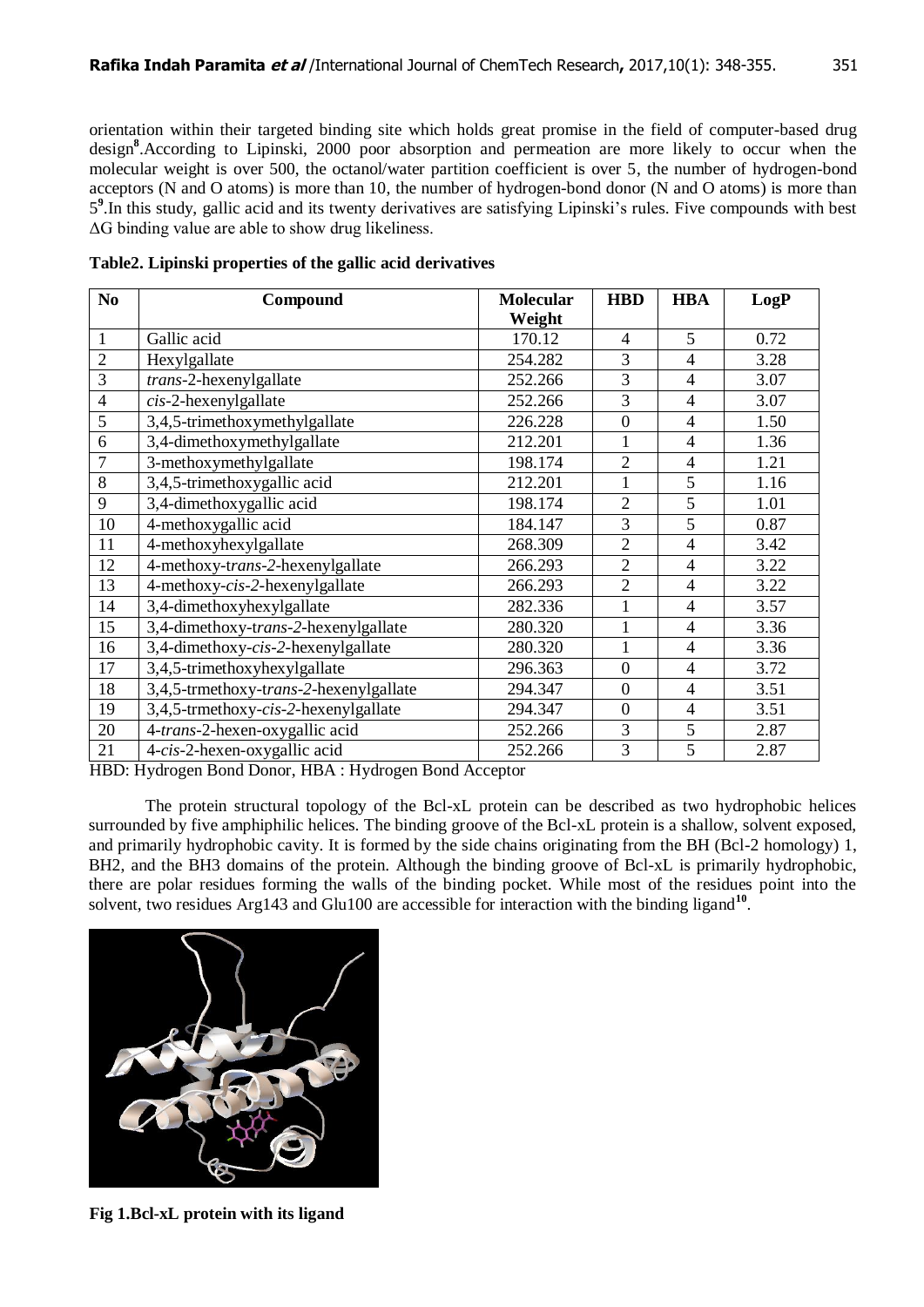orientation within their targeted binding site which holds great promise in the field of computer-based drug design[8].According to Lipinski, 2000 poor absorption and permeation are more likely to occur when the molecular weight is over 500, the octanol/water partition coefficient is over 5, the number of hydrogen-bond acceptors (N and O atoms) is more than 10, the number of hydrogen-bond donor (N and O atoms) is more than 5[9].In this study, gallic acid and its twenty derivatives are satisfying Lipinski's rules. Five compounds with best ΔG binding value are able to show drug likeliness.

**Table2. Lipinski properties of the gallic acid derivatives**

| No | Compound | Molecular Weight | HBD | HBA | LogP |
|---|---|---|---|---|---|
| 1 | Gallic acid | 170.12 | 4 | 5 | 0.72 |
| 2 | Hexylgallate | 254.282 | 3 | 4 | 3.28 |
| 3 | *trans*-2-hexenylgallate | 252.266 | 3 | 4 | 3.07 |
| 4 | *cis*-2-hexenylgallate | 252.266 | 3 | 4 | 3.07 |
| 5 | 3,4,5-trimethoxymethylgallate | 226.228 | 0 | 4 | 1.50 |
| 6 | 3,4-dimethoxymethylgallate | 212.201 | 1 | 4 | 1.36 |
| 7 | 3-methoxymethylgallate | 198.174 | 2 | 4 | 1.21 |
| 8 | 3,4,5-trimethoxygallic acid | 212.201 | 1 | 5 | 1.16 |
| 9 | 3,4-dimethoxygallic acid | 198.174 | 2 | 5 | 1.01 |
| 10 | 4-methoxygallic acid | 184.147 | 3 | 5 | 0.87 |
| 11 | 4-methoxyhexylgallate | 268.309 | 2 | 4 | 3.42 |
| 12 | 4-methoxy-*trans-2*-hexenylgallate | 266.293 | 2 | 4 | 3.22 |
| 13 | 4-methoxy-*cis-2*-hexenylgallate | 266.293 | 2 | 4 | 3.22 |
| 14 | 3,4-dimethoxyhexylgallate | 282.336 | 1 | 4 | 3.57 |
| 15 | 3,4-dimethoxy-*trans-2*-hexenylgallate | 280.320 | 1 | 4 | 3.36 |
| 16 | 3,4-dimethoxy-*cis-2*-hexenylgallate | 280.320 | 1 | 4 | 3.36 |
| 17 | 3,4,5-trimethoxyhexylgallate | 296.363 | 0 | 4 | 3.72 |
| 18 | 3,4,5-trmethoxy-*trans-2*-hexenylgallate | 294.347 | 0 | 4 | 3.51 |
| 19 | 3,4,5-trmethoxy-*cis-2*-hexenylgallate | 294.347 | 0 | 4 | 3.51 |
| 20 | 4-*trans*-2-hexen-oxygallic acid | 252.266 | 3 | 5 | 2.87 |
| 21 | 4-*cis*-2-hexen-oxygallic acid | 252.266 | 3 | 5 | 2.87 |

HBD: Hydrogen Bond Donor, HBA : Hydrogen Bond Acceptor

The protein structural topology of the Bcl-xL protein can be described as two hydrophobic helices surrounded by five amphiphilic helices. The binding groove of the Bcl-xL protein is a shallow, solvent exposed, and primarily hydrophobic cavity. It is formed by the side chains originating from the BH (Bcl-2 homology) 1, BH2, and the BH3 domains of the protein. Although the binding groove of Bcl-xL is primarily hydrophobic, there are polar residues forming the walls of the binding pocket. While most of the residues point into the solvent, two residues Arg143 and Glu100 are accessible for interaction with the binding ligand[10].

**Fig 1.Bcl-xL protein with its ligand**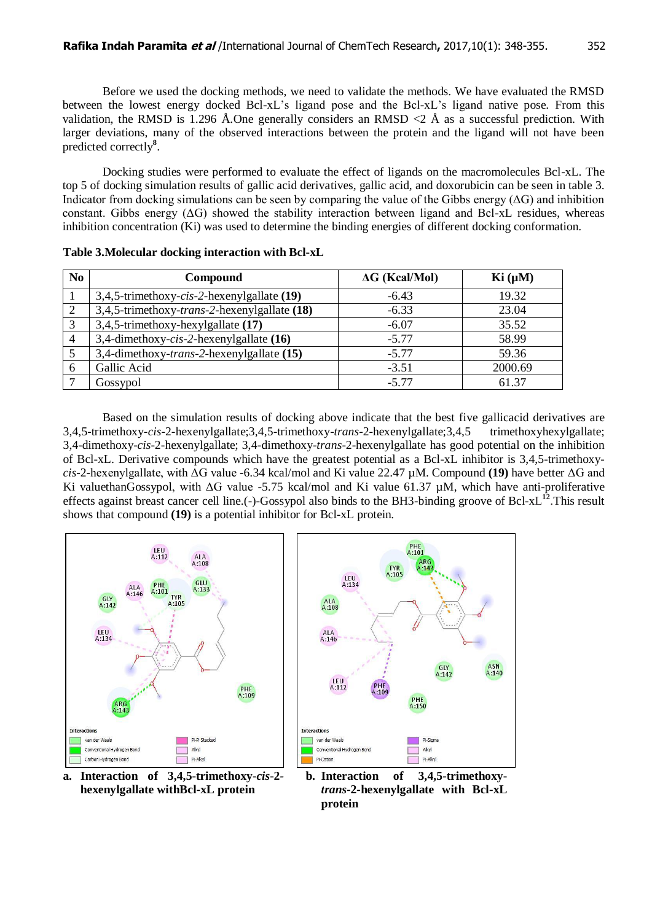Before we used the docking methods, we need to validate the methods. We have evaluated the RMSD between the lowest energy docked Bcl-xL's ligand pose and the Bcl-xL's ligand native pose. From this validation, the RMSD is 1.296 Å.One generally considers an RMSD <2 Å as a successful prediction. With larger deviations, many of the observed interactions between the protein and the ligand will not have been predicted correctly[8].

Docking studies were performed to evaluate the effect of ligands on the macromolecules Bcl-xL. The top 5 of docking simulation results of gallic acid derivatives, gallic acid, and doxorubicin can be seen in table 3. Indicator from docking simulations can be seen by comparing the value of the Gibbs energy (ΔG) and inhibition constant. Gibbs energy (ΔG) showed the stability interaction between ligand and Bcl-xL residues, whereas inhibition concentration (Ki) was used to determine the binding energies of different docking conformation.

**Table 3.Molecular docking interaction with Bcl-xL**

| No | Compound | ΔG (Kcal/Mol) | Ki (μM) |
|---|---|---|---|
| 1 | 3,4,5-trimethoxy-*cis-2*-hexenylgallate **(19)** | -6.43 | 19.32 |
| 2 | 3,4,5-trimethoxy-*trans-2*-hexenylgallate **(18)** | -6.33 | 23.04 |
| 3 | 3,4,5-trimethoxy-hexylgallate **(17)** | -6.07 | 35.52 |
| 4 | 3,4-dimethoxy-*cis-2*-hexenylgallate **(16)** | -5.77 | 58.99 |
| 5 | 3,4-dimethoxy-*trans-2*-hexenylgallate **(15)** | -5.77 | 59.36 |
| 6 | Gallic Acid | -3.51 | 2000.69 |
| 7 | Gossypol | -5.77 | 61.37 |

Based on the simulation results of docking above indicate that the best five gallicacid derivatives are 3,4,5-trimethoxy-*cis*-2-hexenylgallate;3,4,5-trimethoxy-*trans*-2-hexenylgallate;3,4,5 trimethoxyhexylgallate; 3,4-dimethoxy-*cis*-2-hexenylgallate; 3,4-dimethoxy-*trans*-2-hexenylgallate has good potential on the inhibition of Bcl-xL. Derivative compounds which have the greatest potential as a Bcl-xL inhibitor is 3,4,5-trimethoxy-*cis*-2-hexenylgallate, with ΔG value -6.34 kcal/mol and Ki value 22.47 μM. Compound **(19)** have better ΔG and Ki valuethanGossypol, with ΔG value -5.75 kcal/mol and Ki value 61.37 μM, which have anti-proliferative effects against breast cancer cell line.(-)-Gossypol also binds to the BH3-binding groove of Bcl-xL[12].This result shows that compound **(19)** is a potential inhibitor for Bcl-xL protein.

**a. Interaction of 3,4,5-trimethoxy-*cis*-2-hexenylgallate withBcl-xL protein**

**b. Interaction of 3,4,5-trimethoxy-*trans*-2-hexenylgallate with Bcl-xL protein**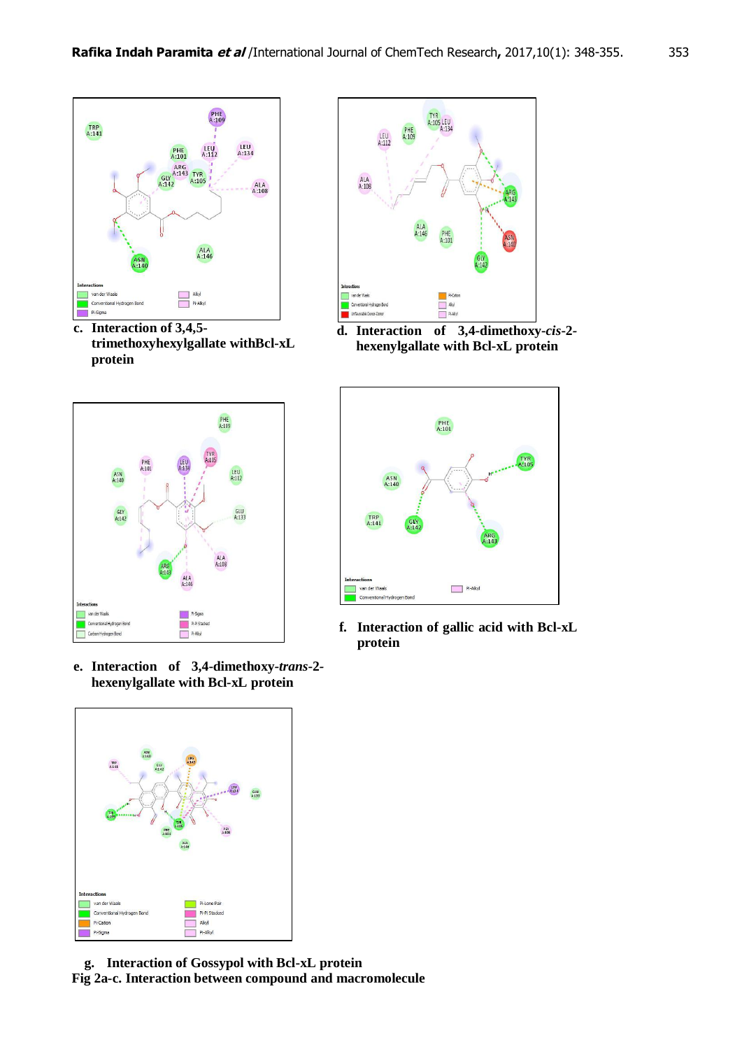**c. Interaction of 3,4,5-trimethoxyhexylgallate withBcl-xL protein**

**d. Interaction of 3,4-dimethoxy-*cis*-2-hexenylgallate with Bcl-xL protein**

**e. Interaction of 3,4-dimethoxy-*trans*-2-hexenylgallate with Bcl-xL protein**

**f. Interaction of gallic acid with Bcl-xL protein**

**g. Interaction of Gossypol with Bcl-xL protein**

**Fig 2a-c. Interaction between compound and macromolecule**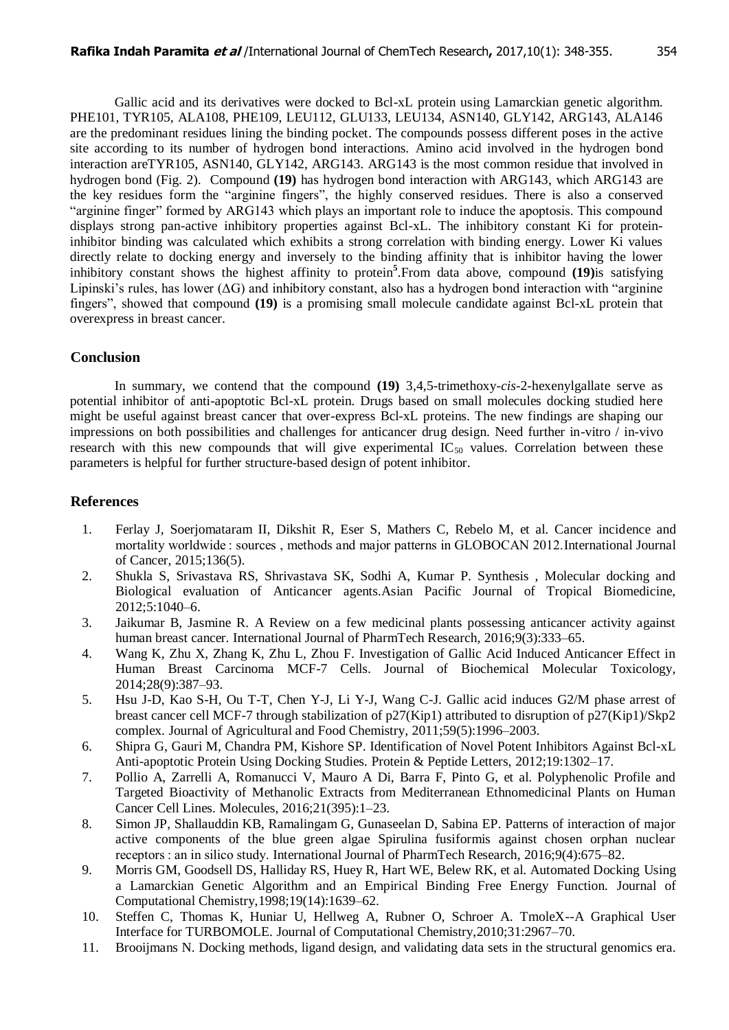Gallic acid and its derivatives were docked to Bcl-xL protein using Lamarckian genetic algorithm. PHE101, TYR105, ALA108, PHE109, LEU112, GLU133, LEU134, ASN140, GLY142, ARG143, ALA146 are the predominant residues lining the binding pocket. The compounds possess different poses in the active site according to its number of hydrogen bond interactions. Amino acid involved in the hydrogen bond interaction areTYR105, ASN140, GLY142, ARG143. ARG143 is the most common residue that involved in hydrogen bond (Fig. 2). Compound **(19)** has hydrogen bond interaction with ARG143, which ARG143 are the key residues form the "arginine fingers", the highly conserved residues. There is also a conserved "arginine finger" formed by ARG143 which plays an important role to induce the apoptosis. This compound displays strong pan-active inhibitory properties against Bcl-xL. The inhibitory constant Ki for protein-inhibitor binding was calculated which exhibits a strong correlation with binding energy. Lower Ki values directly relate to docking energy and inversely to the binding affinity that is inhibitor having the lower inhibitory constant shows the highest affinity to protein[5].From data above, compound **(19)**is satisfying Lipinski's rules, has lower ($\Delta G$) and inhibitory constant, also has a hydrogen bond interaction with "arginine fingers", showed that compound **(19)** is a promising small molecule candidate against Bcl-xL protein that overexpress in breast cancer.

## Conclusion

In summary, we contend that the compound **(19)** 3,4,5-trimethoxy-*cis*-2-hexenylgallate serve as potential inhibitor of anti-apoptotic Bcl-xL protein. Drugs based on small molecules docking studied here might be useful against breast cancer that over-express Bcl-xL proteins. The new findings are shaping our impressions on both possibilities and challenges for anticancer drug design. Need further in-vitro / in-vivo research with this new compounds that will give experimental $IC_{50}$ values. Correlation between these parameters is helpful for further structure-based design of potent inhibitor.

## References

1. Ferlay J, Soerjomataram II, Dikshit R, Eser S, Mathers C, Rebelo M, et al. Cancer incidence and mortality worldwide : sources , methods and major patterns in GLOBOCAN 2012.International Journal of Cancer, 2015;136(5).
2. Shukla S, Srivastava RS, Shrivastava SK, Sodhi A, Kumar P. Synthesis , Molecular docking and Biological evaluation of Anticancer agents.Asian Pacific Journal of Tropical Biomedicine, 2012;5:1040–6.
3. Jaikumar B, Jasmine R. A Review on a few medicinal plants possessing anticancer activity against human breast cancer. International Journal of PharmTech Research, 2016;9(3):333–65.
4. Wang K, Zhu X, Zhang K, Zhu L, Zhou F. Investigation of Gallic Acid Induced Anticancer Effect in Human Breast Carcinoma MCF-7 Cells. Journal of Biochemical Molecular Toxicology, 2014;28(9):387–93.
5. Hsu J-D, Kao S-H, Ou T-T, Chen Y-J, Li Y-J, Wang C-J. Gallic acid induces G2/M phase arrest of breast cancer cell MCF-7 through stabilization of p27(Kip1) attributed to disruption of p27(Kip1)/Skp2 complex. Journal of Agricultural and Food Chemistry, 2011;59(5):1996–2003.
6. Shipra G, Gauri M, Chandra PM, Kishore SP. Identification of Novel Potent Inhibitors Against Bcl-xL Anti-apoptotic Protein Using Docking Studies. Protein & Peptide Letters, 2012;19:1302–17.
7. Pollio A, Zarrelli A, Romanucci V, Mauro A Di, Barra F, Pinto G, et al. Polyphenolic Profile and Targeted Bioactivity of Methanolic Extracts from Mediterranean Ethnomedicinal Plants on Human Cancer Cell Lines. Molecules, 2016;21(395):1–23.
8. Simon JP, Shallauddin KB, Ramalingam G, Gunaseelan D, Sabina EP. Patterns of interaction of major active components of the blue green algae Spirulina fusiformis against chosen orphan nuclear receptors : an in silico study. International Journal of PharmTech Research, 2016;9(4):675–82.
9. Morris GM, Goodsell DS, Halliday RS, Huey R, Hart WE, Belew RK, et al. Automated Docking Using a Lamarckian Genetic Algorithm and an Empirical Binding Free Energy Function. Journal of Computational Chemistry,1998;19(14):1639–62.
10. Steffen C, Thomas K, Huniar U, Hellweg A, Rubner O, Schroer A. TmoleX--A Graphical User Interface for TURBOMOLE. Journal of Computational Chemistry,2010;31:2967–70.
11. Brooijmans N. Docking methods, ligand design, and validating data sets in the structural genomics era.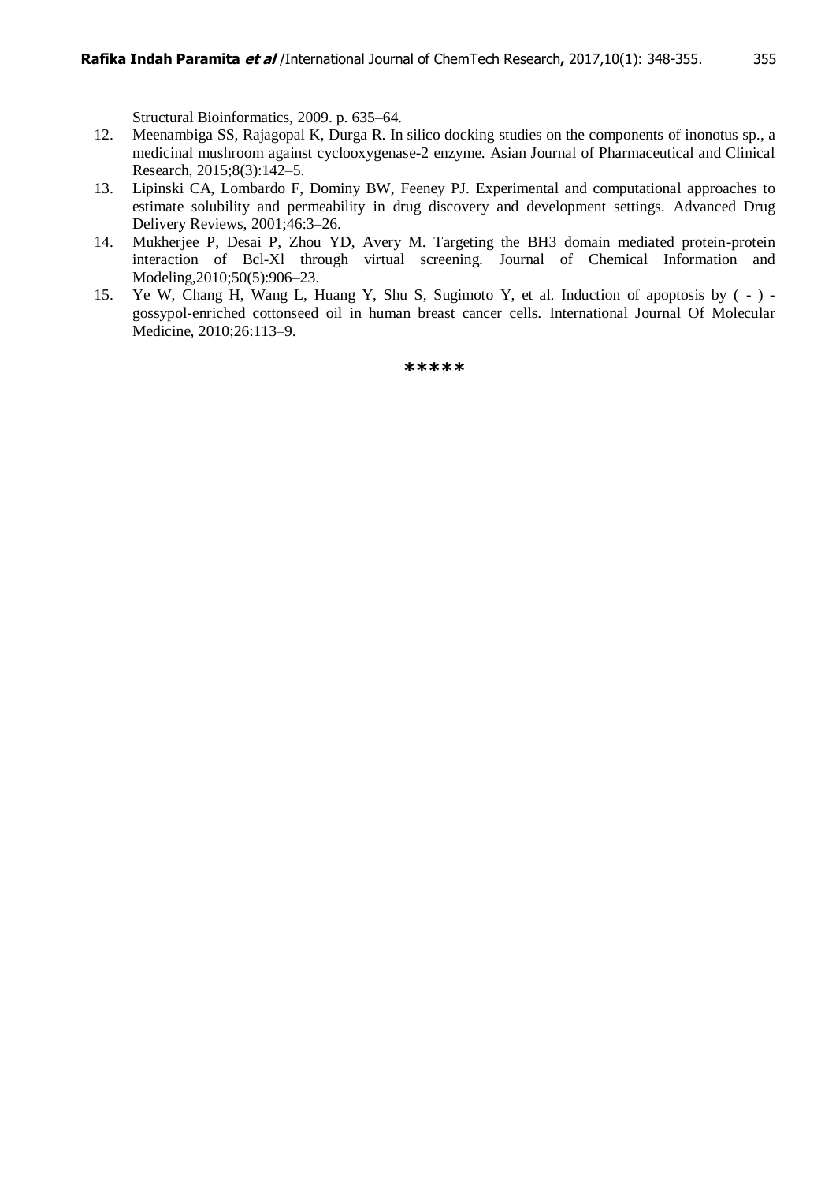Structural Bioinformatics, 2009. p. 635–64.

12. Meenambiga SS, Rajagopal K, Durga R. In silico docking studies on the components of inonotus sp., a medicinal mushroom against cyclooxygenase-2 enzyme. Asian Journal of Pharmaceutical and Clinical Research, 2015;8(3):142–5.
13. Lipinski CA, Lombardo F, Dominy BW, Feeney PJ. Experimental and computational approaches to estimate solubility and permeability in drug discovery and development settings. Advanced Drug Delivery Reviews, 2001;46:3–26.
14. Mukherjee P, Desai P, Zhou YD, Avery M. Targeting the BH3 domain mediated protein-protein interaction of Bcl-Xl through virtual screening. Journal of Chemical Information and Modeling,2010;50(5):906–23.
15. Ye W, Chang H, Wang L, Huang Y, Shu S, Sugimoto Y, et al. Induction of apoptosis by ( - ) -gossypol-enriched cottonseed oil in human breast cancer cells. International Journal Of Molecular Medicine, 2010;26:113–9.

*****